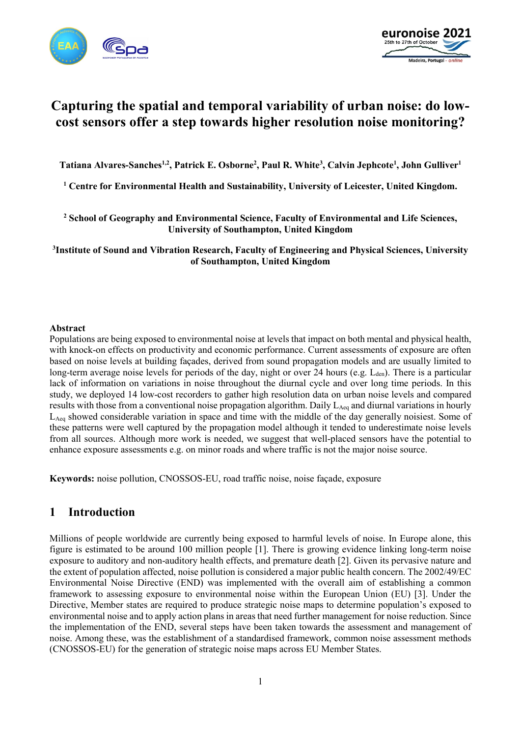# Capturing the spatial and temporal variability of urban noise: do low-cost sensors offer a step towards higher resolution noise monitoring?

**Tatiana Alvares-Sanches[1,2], Patrick E. Osborne[2], Paul R. White[3], Calvin Jephcote[1], John Gulliver[1]**

**[1] Centre for Environmental Health and Sustainability, University of Leicester, United Kingdom.**

**[2] School of Geography and Environmental Science, Faculty of Environmental and Life Sciences, University of Southampton, United Kingdom**

**[3]Institute of Sound and Vibration Research, Faculty of Engineering and Physical Sciences, University of Southampton, United Kingdom**

**Abstract**

Populations are being exposed to environmental noise at levels that impact on both mental and physical health, with knock-on effects on productivity and economic performance. Current assessments of exposure are often based on noise levels at building façades, derived from sound propagation models and are usually limited to long-term average noise levels for periods of the day, night or over 24 hours (e.g. $L_{den}$). There is a particular lack of information on variations in noise throughout the diurnal cycle and over long time periods. In this study, we deployed 14 low-cost recorders to gather high resolution data on urban noise levels and compared results with those from a conventional noise propagation algorithm. Daily $L_{Aeq}$ and diurnal variations in hourly $L_{Aeq}$ showed considerable variation in space and time with the middle of the day generally noisiest. Some of these patterns were well captured by the propagation model although it tended to underestimate noise levels from all sources. Although more work is needed, we suggest that well-placed sensors have the potential to enhance exposure assessments e.g. on minor roads and where traffic is not the major noise source.

**Keywords:** noise pollution, CNOSSOS-EU, road traffic noise, noise façade, exposure

## 1 Introduction

Millions of people worldwide are currently being exposed to harmful levels of noise. In Europe alone, this figure is estimated to be around 100 million people [1]. There is growing evidence linking long-term noise exposure to auditory and non-auditory health effects, and premature death [2]. Given its pervasive nature and the extent of population affected, noise pollution is considered a major public health concern. The 2002/49/EC Environmental Noise Directive (END) was implemented with the overall aim of establishing a common framework to assessing exposure to environmental noise within the European Union (EU) [3]. Under the Directive, Member states are required to produce strategic noise maps to determine population's exposed to environmental noise and to apply action plans in areas that need further management for noise reduction. Since the implementation of the END, several steps have been taken towards the assessment and management of noise. Among these, was the establishment of a standardised framework, common noise assessment methods (CNOSSOS-EU) for the generation of strategic noise maps across EU Member States.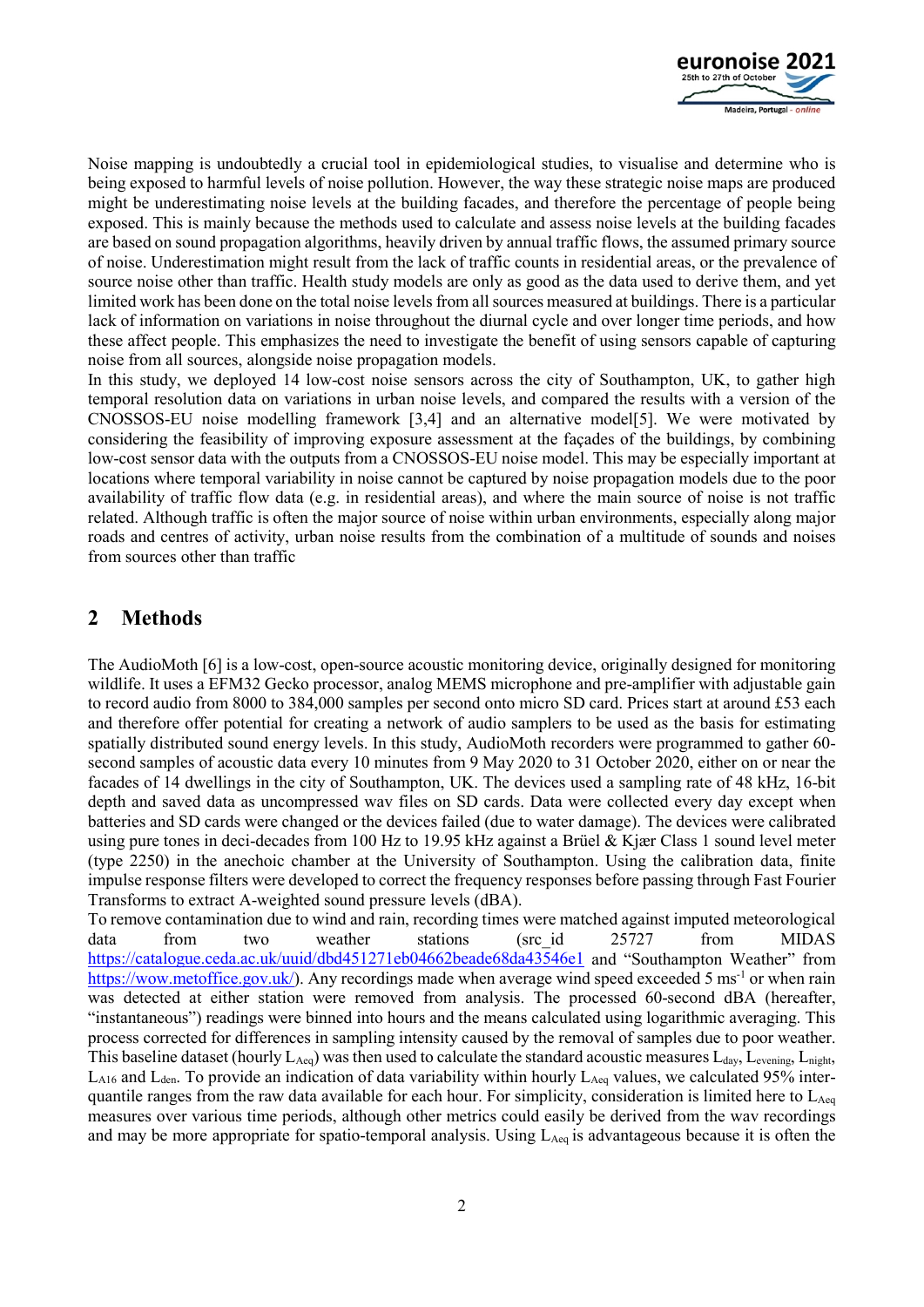Noise mapping is undoubtedly a crucial tool in epidemiological studies, to visualise and determine who is being exposed to harmful levels of noise pollution. However, the way these strategic noise maps are produced might be underestimating noise levels at the building facades, and therefore the percentage of people being exposed. This is mainly because the methods used to calculate and assess noise levels at the building facades are based on sound propagation algorithms, heavily driven by annual traffic flows, the assumed primary source of noise. Underestimation might result from the lack of traffic counts in residential areas, or the prevalence of source noise other than traffic. Health study models are only as good as the data used to derive them, and yet limited work has been done on the total noise levels from all sources measured at buildings. There is a particular lack of information on variations in noise throughout the diurnal cycle and over longer time periods, and how these affect people. This emphasizes the need to investigate the benefit of using sensors capable of capturing noise from all sources, alongside noise propagation models.

In this study, we deployed 14 low-cost noise sensors across the city of Southampton, UK, to gather high temporal resolution data on variations in urban noise levels, and compared the results with a version of the CNOSSOS-EU noise modelling framework [3,4] and an alternative model[5]. We were motivated by considering the feasibility of improving exposure assessment at the façades of the buildings, by combining low-cost sensor data with the outputs from a CNOSSOS-EU noise model. This may be especially important at locations where temporal variability in noise cannot be captured by noise propagation models due to the poor availability of traffic flow data (e.g. in residential areas), and where the main source of noise is not traffic related. Although traffic is often the major source of noise within urban environments, especially along major roads and centres of activity, urban noise results from the combination of a multitude of sounds and noises from sources other than traffic

## 2 Methods

The AudioMoth [6] is a low-cost, open-source acoustic monitoring device, originally designed for monitoring wildlife. It uses a EFM32 Gecko processor, analog MEMS microphone and pre-amplifier with adjustable gain to record audio from 8000 to 384,000 samples per second onto micro SD card. Prices start at around £53 each and therefore offer potential for creating a network of audio samplers to be used as the basis for estimating spatially distributed sound energy levels. In this study, AudioMoth recorders were programmed to gather 60-second samples of acoustic data every 10 minutes from 9 May 2020 to 31 October 2020, either on or near the facades of 14 dwellings in the city of Southampton, UK. The devices used a sampling rate of 48 kHz, 16-bit depth and saved data as uncompressed wav files on SD cards. Data were collected every day except when batteries and SD cards were changed or the devices failed (due to water damage). The devices were calibrated using pure tones in deci-decades from 100 Hz to 19.95 kHz against a Brüel & Kjær Class 1 sound level meter (type 2250) in the anechoic chamber at the University of Southampton. Using the calibration data, finite impulse response filters were developed to correct the frequency responses before passing through Fast Fourier Transforms to extract A-weighted sound pressure levels (dBA).

To remove contamination due to wind and rain, recording times were matched against imputed meteorological data from two weather stations (src_id 25727 from MIDAS https://catalogue.ceda.ac.uk/uuid/dbd451271eb04662beade68da43546e1 and "Southampton Weather" from https://wow.metoffice.gov.uk/). Any recordings made when average wind speed exceeded 5 ms$^{-1}$ or when rain was detected at either station were removed from analysis. The processed 60-second dBA (hereafter, "instantaneous") readings were binned into hours and the means calculated using logarithmic averaging. This process corrected for differences in sampling intensity caused by the removal of samples due to poor weather. This baseline dataset (hourly $L_{Aeq}$) was then used to calculate the standard acoustic measures $L_{day}$, $L_{evening}$, $L_{night}$, $L_{A16}$ and $L_{den}$. To provide an indication of data variability within hourly $L_{Aeq}$ values, we calculated 95% inter-quantile ranges from the raw data available for each hour. For simplicity, consideration is limited here to $L_{Aeq}$ measures over various time periods, although other metrics could easily be derived from the wav recordings and may be more appropriate for spatio-temporal analysis. Using $L_{Aeq}$ is advantageous because it is often the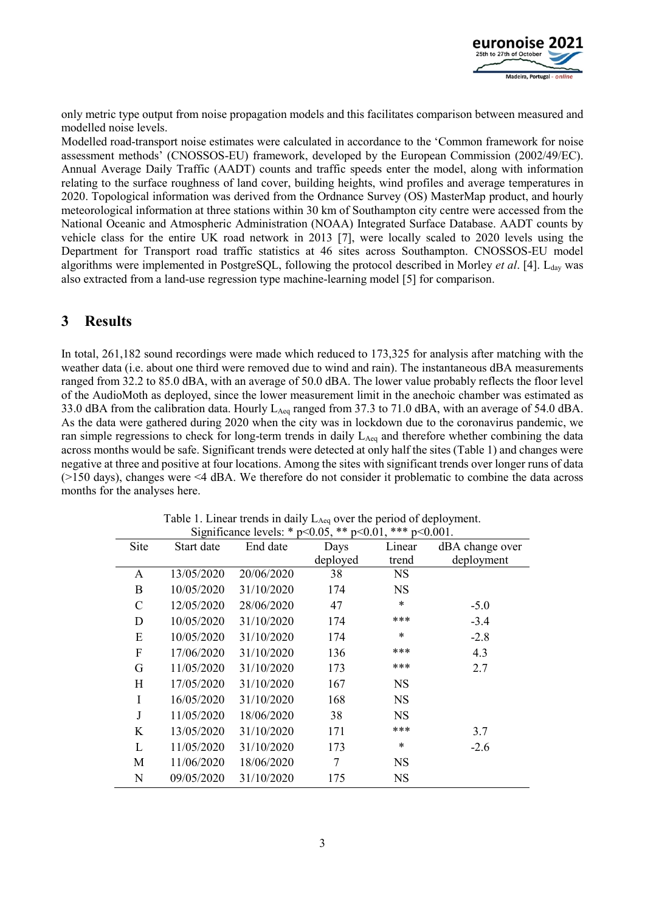only metric type output from noise propagation models and this facilitates comparison between measured and modelled noise levels.

Modelled road-transport noise estimates were calculated in accordance to the 'Common framework for noise assessment methods' (CNOSSOS-EU) framework, developed by the European Commission (2002/49/EC). Annual Average Daily Traffic (AADT) counts and traffic speeds enter the model, along with information relating to the surface roughness of land cover, building heights, wind profiles and average temperatures in 2020. Topological information was derived from the Ordnance Survey (OS) MasterMap product, and hourly meteorological information at three stations within 30 km of Southampton city centre were accessed from the National Oceanic and Atmospheric Administration (NOAA) Integrated Surface Database. AADT counts by vehicle class for the entire UK road network in 2013 [7], were locally scaled to 2020 levels using the Department for Transport road traffic statistics at 46 sites across Southampton. CNOSSOS-EU model algorithms were implemented in PostgreSQL, following the protocol described in Morley *et al*. [4]. $L_{day}$ was also extracted from a land-use regression type machine-learning model [5] for comparison.

## 3 Results

In total, 261,182 sound recordings were made which reduced to 173,325 for analysis after matching with the weather data (i.e. about one third were removed due to wind and rain). The instantaneous dBA measurements ranged from 32.2 to 85.0 dBA, with an average of 50.0 dBA. The lower value probably reflects the floor level of the AudioMoth as deployed, since the lower measurement limit in the anechoic chamber was estimated as 33.0 dBA from the calibration data. Hourly $L_{Aeq}$ ranged from 37.3 to 71.0 dBA, with an average of 54.0 dBA. As the data were gathered during 2020 when the city was in lockdown due to the coronavirus pandemic, we ran simple regressions to check for long-term trends in daily $L_{Aeq}$ and therefore whether combining the data across months would be safe. Significant trends were detected at only half the sites (Table 1) and changes were negative at three and positive at four locations. Among the sites with significant trends over longer runs of data (>150 days), changes were <4 dBA. We therefore do not consider it problematic to combine the data across months for the analyses here.

Table 1. Linear trends in daily $L_{Aeq}$ over the period of deployment.
Significance levels: * $p<0.05$, ** $p<0.01$, *** $p<0.001$.

| Site | Start date | End date | Days deployed | Linear trend | dBA change over deployment |
|---|---|---|---|---|---|
| A | 13/05/2020 | 20/06/2020 | 38 | NS | |
| B | 10/05/2020 | 31/10/2020 | 174 | NS | |
| C | 12/05/2020 | 28/06/2020 | 47 | * | -5.0 |
| D | 10/05/2020 | 31/10/2020 | 174 | *** | -3.4 |
| E | 10/05/2020 | 31/10/2020 | 174 | * | -2.8 |
| F | 17/06/2020 | 31/10/2020 | 136 | *** | 4.3 |
| G | 11/05/2020 | 31/10/2020 | 173 | *** | 2.7 |
| H | 17/05/2020 | 31/10/2020 | 167 | NS | |
| I | 16/05/2020 | 31/10/2020 | 168 | NS | |
| J | 11/05/2020 | 18/06/2020 | 38 | NS | |
| K | 13/05/2020 | 31/10/2020 | 171 | *** | 3.7 |
| L | 11/05/2020 | 31/10/2020 | 173 | * | -2.6 |
| M | 11/06/2020 | 18/06/2020 | 7 | NS | |
| N | 09/05/2020 | 31/10/2020 | 175 | NS | |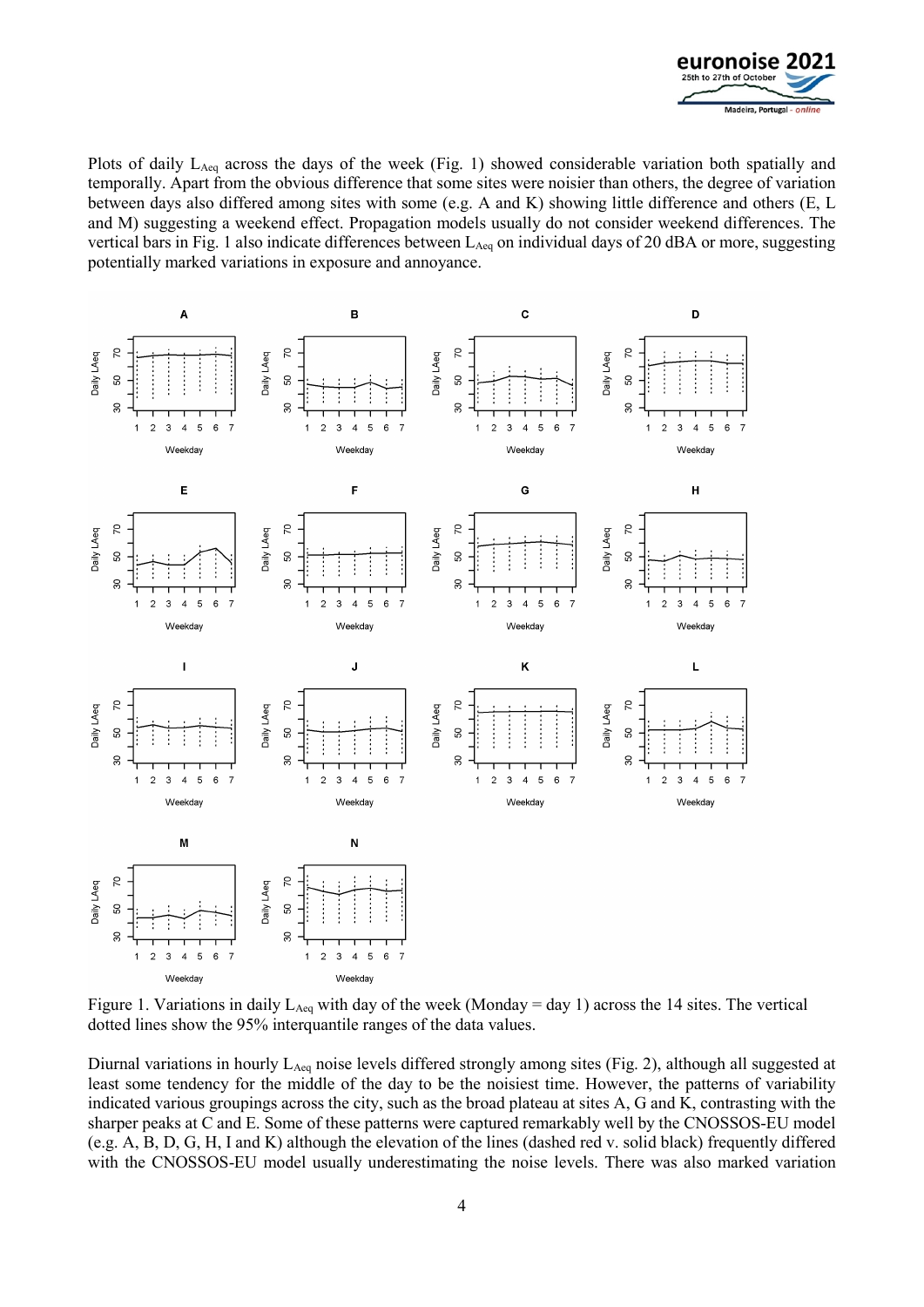Plots of daily $L_{Aeq}$ across the days of the week (Fig. 1) showed considerable variation both spatially and temporally. Apart from the obvious difference that some sites were noisier than others, the degree of variation between days also differed among sites with some (e.g. A and K) showing little difference and others (E, L and M) suggesting a weekend effect. Propagation models usually do not consider weekend differences. The vertical bars in Fig. 1 also indicate differences between $L_{Aeq}$ on individual days of 20 dBA or more, suggesting potentially marked variations in exposure and annoyance.

Figure 1. Variations in daily $L_{Aeq}$ with day of the week (Monday = day 1) across the 14 sites. The vertical dotted lines show the 95% interquantile ranges of the data values.

Diurnal variations in hourly $L_{Aeq}$ noise levels differed strongly among sites (Fig. 2), although all suggested at least some tendency for the middle of the day to be the noisiest time. However, the patterns of variability indicated various groupings across the city, such as the broad plateau at sites A, G and K, contrasting with the sharper peaks at C and E. Some of these patterns were captured remarkably well by the CNOSSOS-EU model (e.g. A, B, D, G, H, I and K) although the elevation of the lines (dashed red v. solid black) frequently differed with the CNOSSOS-EU model usually underestimating the noise levels. There was also marked variation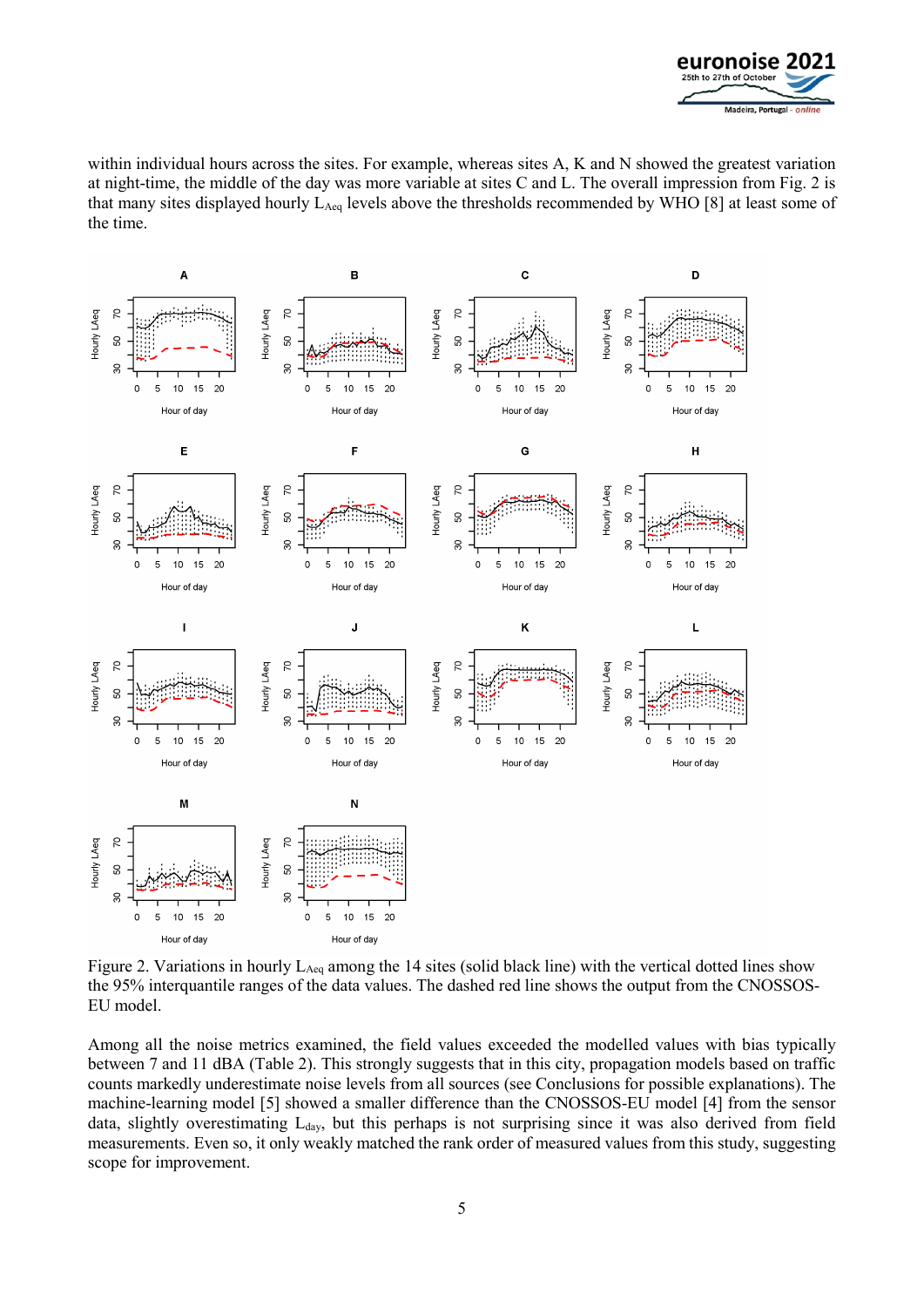within individual hours across the sites. For example, whereas sites A, K and N showed the greatest variation at night-time, the middle of the day was more variable at sites C and L. The overall impression from Fig. 2 is that many sites displayed hourly $L_{Aeq}$ levels above the thresholds recommended by WHO [8] at least some of the time.

Figure 2. Variations in hourly $L_{Aeq}$ among the 14 sites (solid black line) with the vertical dotted lines show the 95% interquantile ranges of the data values. The dashed red line shows the output from the CNOSSOS-EU model.

Among all the noise metrics examined, the field values exceeded the modelled values with bias typically between 7 and 11 dBA (Table 2). This strongly suggests that in this city, propagation models based on traffic counts markedly underestimate noise levels from all sources (see Conclusions for possible explanations). The machine-learning model [5] showed a smaller difference than the CNOSSOS-EU model [4] from the sensor data, slightly overestimating $L_{day}$, but this perhaps is not surprising since it was also derived from field measurements. Even so, it only weakly matched the rank order of measured values from this study, suggesting scope for improvement.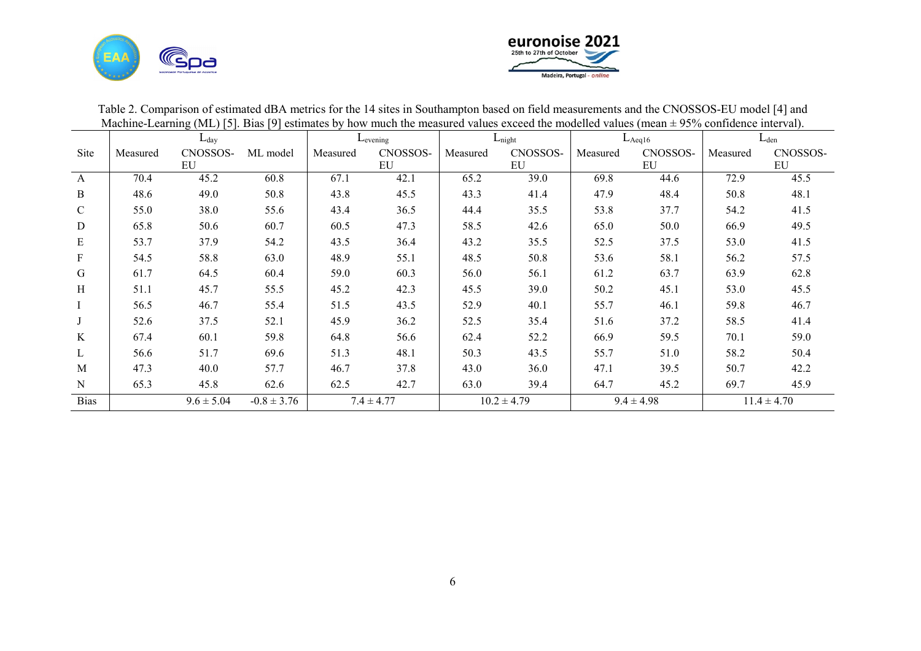Table 2. Comparison of estimated dBA metrics for the 14 sites in Southampton based on field measurements and the CNOSSOS-EU model [4] and Machine-Learning (ML) [5]. Bias [9] estimates by how much the measured values exceed the modelled values (mean ± 95% confidence interval).

| | $L_{day}$ | | | $L_{evening}$ | | $L_{night}$ | | $L_{Aeq16}$ | | $L_{den}$ | |
|---|---|---|---|---|---|---|---|---|---|---|---|
| Site | Measured | CNOSSOS-EU | ML model | Measured | CNOSSOS-EU | Measured | CNOSSOS-EU | Measured | CNOSSOS-EU | Measured | CNOSSOS-EU |
| A | 70.4 | 45.2 | 60.8 | 67.1 | 42.1 | 65.2 | 39.0 | 69.8 | 44.6 | 72.9 | 45.5 |
| B | 48.6 | 49.0 | 50.8 | 43.8 | 45.5 | 43.3 | 41.4 | 47.9 | 48.4 | 50.8 | 48.1 |
| C | 55.0 | 38.0 | 55.6 | 43.4 | 36.5 | 44.4 | 35.5 | 53.8 | 37.7 | 54.2 | 41.5 |
| D | 65.8 | 50.6 | 60.7 | 60.5 | 47.3 | 58.5 | 42.6 | 65.0 | 50.0 | 66.9 | 49.5 |
| E | 53.7 | 37.9 | 54.2 | 43.5 | 36.4 | 43.2 | 35.5 | 52.5 | 37.5 | 53.0 | 41.5 |
| F | 54.5 | 58.8 | 63.0 | 48.9 | 55.1 | 48.5 | 50.8 | 53.6 | 58.1 | 56.2 | 57.5 |
| G | 61.7 | 64.5 | 60.4 | 59.0 | 60.3 | 56.0 | 56.1 | 61.2 | 63.7 | 63.9 | 62.8 |
| H | 51.1 | 45.7 | 55.5 | 45.2 | 42.3 | 45.5 | 39.0 | 50.2 | 45.1 | 53.0 | 45.5 |
| I | 56.5 | 46.7 | 55.4 | 51.5 | 43.5 | 52.9 | 40.1 | 55.7 | 46.1 | 59.8 | 46.7 |
| J | 52.6 | 37.5 | 52.1 | 45.9 | 36.2 | 52.5 | 35.4 | 51.6 | 37.2 | 58.5 | 41.4 |
| K | 67.4 | 60.1 | 59.8 | 64.8 | 56.6 | 62.4 | 52.2 | 66.9 | 59.5 | 70.1 | 59.0 |
| L | 56.6 | 51.7 | 69.6 | 51.3 | 48.1 | 50.3 | 43.5 | 55.7 | 51.0 | 58.2 | 50.4 |
| M | 47.3 | 40.0 | 57.7 | 46.7 | 37.8 | 43.0 | 36.0 | 47.1 | 39.5 | 50.7 | 42.2 |
| N | 65.3 | 45.8 | 62.6 | 62.5 | 42.7 | 63.0 | 39.4 | 64.7 | 45.2 | 69.7 | 45.9 |
| Bias | | 9.6 ± 5.04 | -0.8 ± 3.76 | 7.4 ± 4.77 | | 10.2 ± 4.79 | | 9.4 ± 4.98 | | 11.4 ± 4.70 | |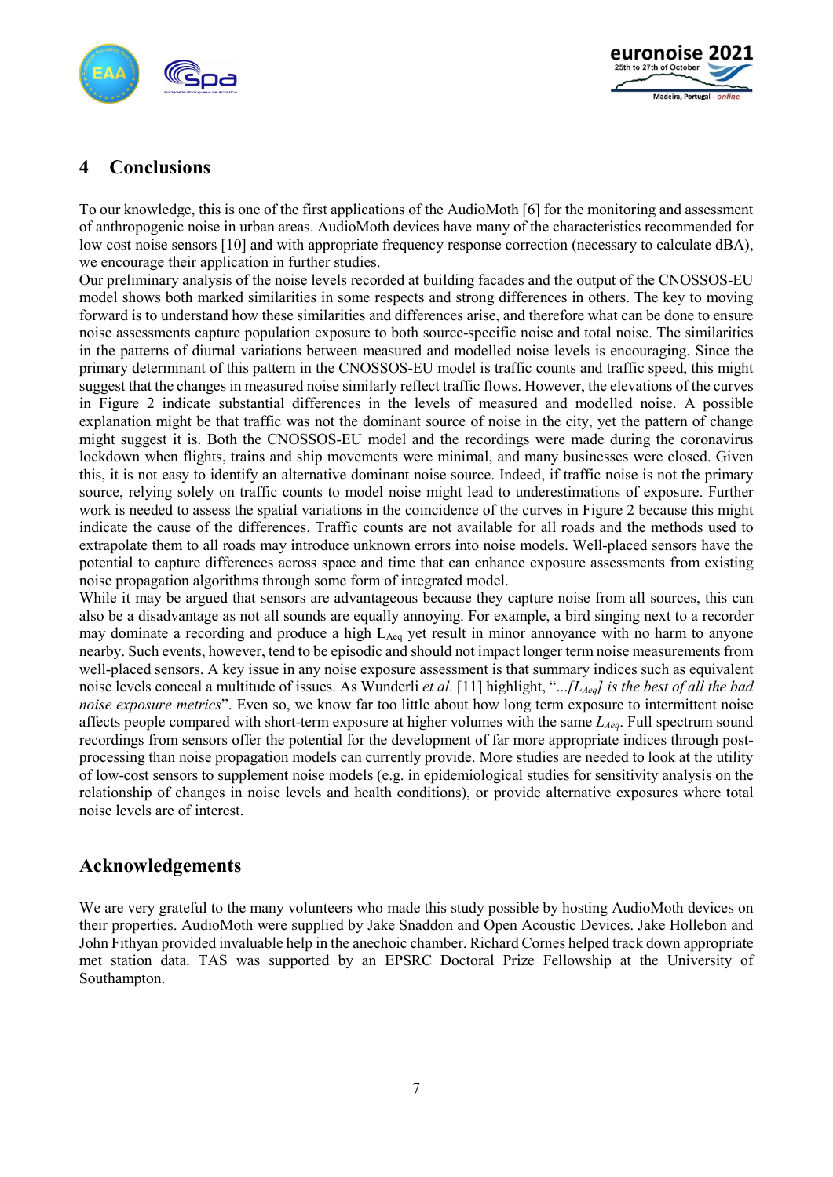## 4 Conclusions

To our knowledge, this is one of the first applications of the AudioMoth [6] for the monitoring and assessment of anthropogenic noise in urban areas. AudioMoth devices have many of the characteristics recommended for low cost noise sensors [10] and with appropriate frequency response correction (necessary to calculate dBA), we encourage their application in further studies.

Our preliminary analysis of the noise levels recorded at building facades and the output of the CNOSSOS-EU model shows both marked similarities in some respects and strong differences in others. The key to moving forward is to understand how these similarities and differences arise, and therefore what can be done to ensure noise assessments capture population exposure to both source-specific noise and total noise. The similarities in the patterns of diurnal variations between measured and modelled noise levels is encouraging. Since the primary determinant of this pattern in the CNOSSOS-EU model is traffic counts and traffic speed, this might suggest that the changes in measured noise similarly reflect traffic flows. However, the elevations of the curves in Figure 2 indicate substantial differences in the levels of measured and modelled noise. A possible explanation might be that traffic was not the dominant source of noise in the city, yet the pattern of change might suggest it is. Both the CNOSSOS-EU model and the recordings were made during the coronavirus lockdown when flights, trains and ship movements were minimal, and many businesses were closed. Given this, it is not easy to identify an alternative dominant noise source. Indeed, if traffic noise is not the primary source, relying solely on traffic counts to model noise might lead to underestimations of exposure. Further work is needed to assess the spatial variations in the coincidence of the curves in Figure 2 because this might indicate the cause of the differences. Traffic counts are not available for all roads and the methods used to extrapolate them to all roads may introduce unknown errors into noise models. Well-placed sensors have the potential to capture differences across space and time that can enhance exposure assessments from existing noise propagation algorithms through some form of integrated model.

While it may be argued that sensors are advantageous because they capture noise from all sources, this can also be a disadvantage as not all sounds are equally annoying. For example, a bird singing next to a recorder may dominate a recording and produce a high $L_{Aeq}$ yet result in minor annoyance with no harm to anyone nearby. Such events, however, tend to be episodic and should not impact longer term noise measurements from well-placed sensors. A key issue in any noise exposure assessment is that summary indices such as equivalent noise levels conceal a multitude of issues. As Wunderli *et al.* [11] highlight, "*...[$L_{Aeq}$] is the best of all the bad noise exposure metrics*". Even so, we know far too little about how long term exposure to intermittent noise affects people compared with short-term exposure at higher volumes with the same $L_{Aeq}$. Full spectrum sound recordings from sensors offer the potential for the development of far more appropriate indices through post-processing than noise propagation models can currently provide. More studies are needed to look at the utility of low-cost sensors to supplement noise models (e.g. in epidemiological studies for sensitivity analysis on the relationship of changes in noise levels and health conditions), or provide alternative exposures where total noise levels are of interest.

## Acknowledgements

We are very grateful to the many volunteers who made this study possible by hosting AudioMoth devices on their properties. AudioMoth were supplied by Jake Snaddon and Open Acoustic Devices. Jake Hollebon and John Fithyan provided invaluable help in the anechoic chamber. Richard Cornes helped track down appropriate met station data. TAS was supported by an EPSRC Doctoral Prize Fellowship at the University of Southampton.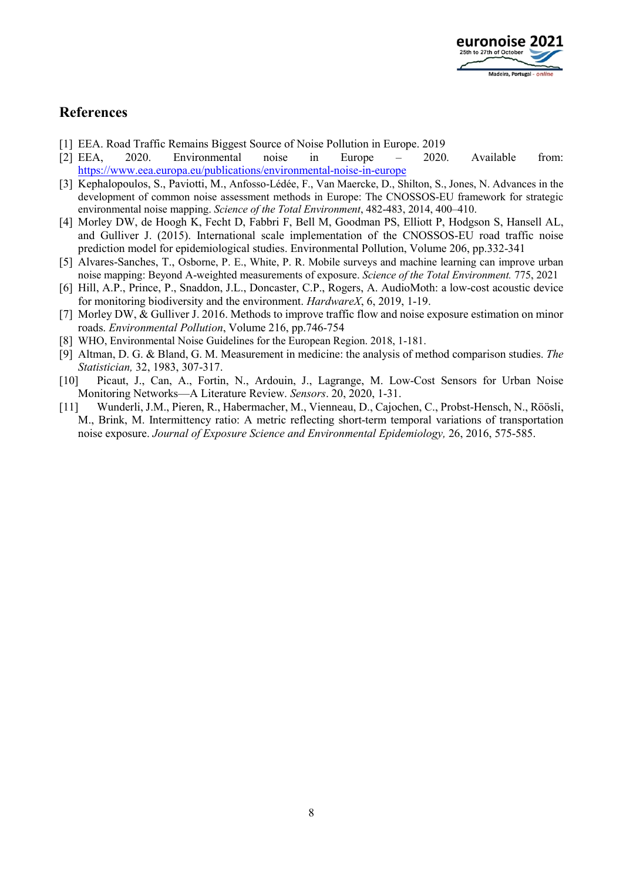## References

[1] EEA. Road Traffic Remains Biggest Source of Noise Pollution in Europe. 2019

[2] EEA, 2020. Environmental noise in Europe – 2020. Available from: https://www.eea.europa.eu/publications/environmental-noise-in-europe

[3] Kephalopoulos, S., Paviotti, M., Anfosso-Lédée, F., Van Maercke, D., Shilton, S., Jones, N. Advances in the development of common noise assessment methods in Europe: The CNOSSOS-EU framework for strategic environmental noise mapping. *Science of the Total Environment*, 482-483, 2014, 400–410.

[4] Morley DW, de Hoogh K, Fecht D, Fabbri F, Bell M, Goodman PS, Elliott P, Hodgson S, Hansell AL, and Gulliver J. (2015). International scale implementation of the CNOSSOS-EU road traffic noise prediction model for epidemiological studies. Environmental Pollution, Volume 206, pp.332-341

[5] Alvares-Sanches, T., Osborne, P. E., White, P. R. Mobile surveys and machine learning can improve urban noise mapping: Beyond A-weighted measurements of exposure. *Science of the Total Environment.* 775, 2021

[6] Hill, A.P., Prince, P., Snaddon, J.L., Doncaster, C.P., Rogers, A. AudioMoth: a low-cost acoustic device for monitoring biodiversity and the environment. *HardwareX*, 6, 2019, 1-19.

[7] Morley DW, & Gulliver J. 2016. Methods to improve traffic flow and noise exposure estimation on minor roads. *Environmental Pollution*, Volume 216, pp.746-754

[8] WHO, Environmental Noise Guidelines for the European Region. 2018, 1-181.

[9] Altman, D. G. & Bland, G. M. Measurement in medicine: the analysis of method comparison studies. *The Statistician,* 32, 1983, 307-317.

[10] Picaut, J., Can, A., Fortin, N., Ardouin, J., Lagrange, M. Low-Cost Sensors for Urban Noise Monitoring Networks—A Literature Review. *Sensors*. 20, 2020, 1-31.

[11] Wunderli, J.M., Pieren, R., Habermacher, M., Vienneau, D., Cajochen, C., Probst-Hensch, N., Röösli, M., Brink, M. Intermittency ratio: A metric reflecting short-term temporal variations of transportation noise exposure. *Journal of Exposure Science and Environmental Epidemiology,* 26, 2016, 575-585.